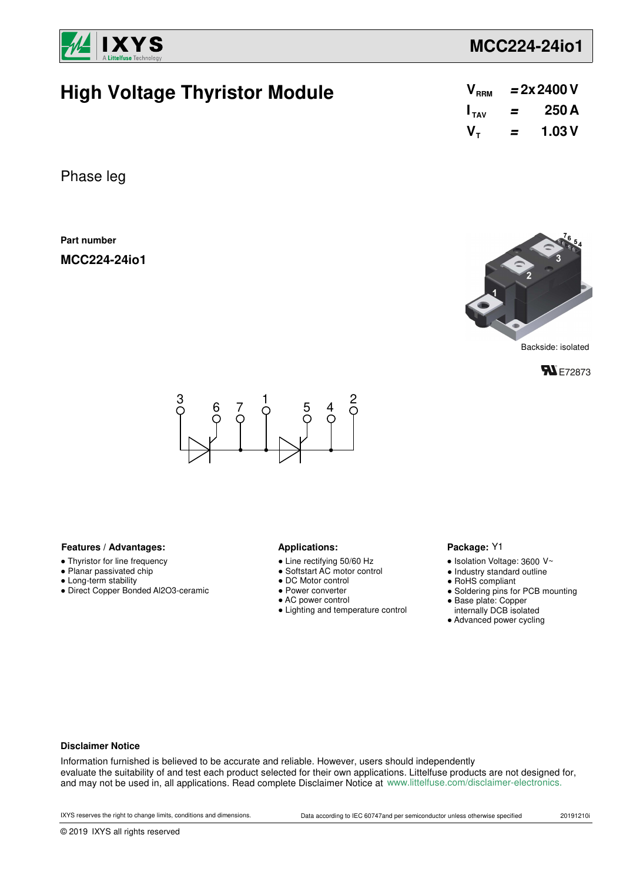# High Voltage Thyristor Module

| | | |
|---|---|---|
| $V_{RRM}$ | = | 2x 2400 V |
| $I_{TAV}$ | = | 250 A |
| $V_T$ | = | 1.03 V |

Phase leg

**Part number**

**MCC224-24io1**

Backside: isolated

E72873

### Features / Advantages:

- Thyristor for line frequency
- Planar passivated chip
- Long-term stability
- Direct Copper Bonded Al2O3-ceramic

### Applications:

- Line rectifying 50/60 Hz
- Softstart AC motor control
- DC Motor control
- Power converter
- AC power control
- Lighting and temperature control

### Package: Y1

- Isolation Voltage: 3600 V~
- Industry standard outline
- RoHS compliant
- Soldering pins for PCB mounting
- Base plate: Copper internally DCB isolated
- Advanced power cycling

**Disclaimer Notice**

Information furnished is believed to be accurate and reliable. However, users should independently evaluate the suitability of and test each product selected for their own applications. Littelfuse products are not designed for, and may not be used in, all applications. Read complete Disclaimer Notice at www.littelfuse.com/disclaimer-electronics.

IXYS reserves the right to change limits, conditions and dimensions. Data according to IEC 60747and per semiconductor unless otherwise specified 20191210i

© 2019 IXYS all rights reserved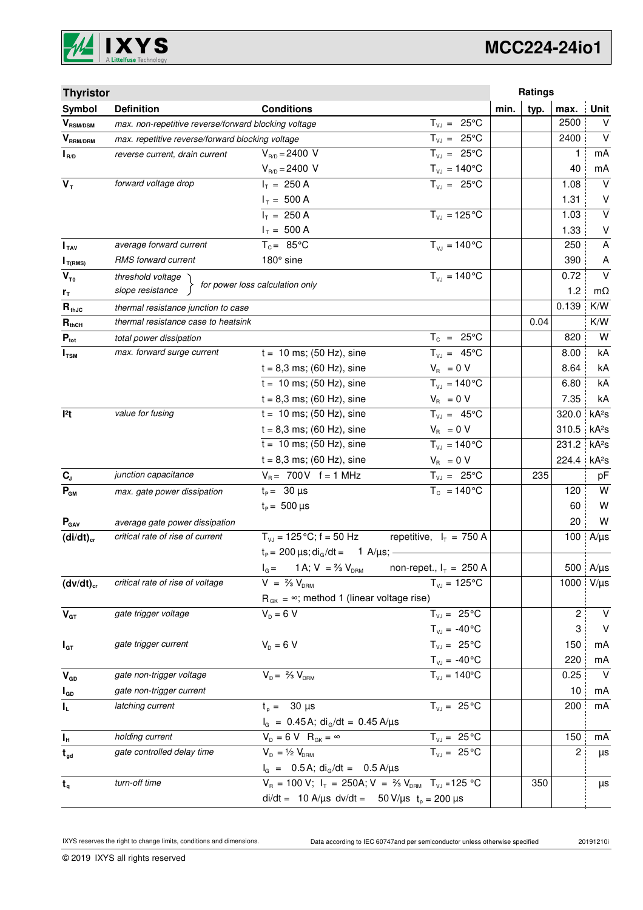## Thyristor

| Symbol | Definition | Conditions | | min. | typ. | max. | Unit |
|---|---|---|---|---|---|---|---|
| $V_{RSM/DSM}$ | *max. non-repetitive reverse/forward blocking voltage* | | $T_{VJ}$ = 25°C | | | 2500 | V |
| $V_{RRM/DRM}$ | *max. repetitive reverse/forward blocking voltage* | | $T_{VJ}$ = 25°C | | | 2400 | V |
| $I_{R/D}$ | *reverse current, drain current* | $V_{R/D}$ = 2400 V | $T_{VJ}$ = 25°C | | | 1 | mA |
| | | $V_{R/D}$ = 2400 V | $T_{VJ}$ = 140°C | | | 40 | mA |
| $V_T$ | *forward voltage drop* | $I_T$ = 250 A | $T_{VJ}$ = 25°C | | | 1.08 | V |
| | | $I_T$ = 500 A | | | | 1.31 | V |
| | | $I_T$ = 250 A | $T_{VJ}$ = 125°C | | | 1.03 | V |
| | | $I_T$ = 500 A | | | | 1.33 | V |
| $I_{TAV}$ | *average forward current* | $T_C$ = 85°C | $T_{VJ}$ = 140°C | | | 250 | A |
| $I_{T(RMS)}$ | *RMS forward current* | 180° sine | | | | 390 | A |
| $V_{T0}$ | *threshold voltage* | *for power loss calculation only* | $T_{VJ}$ = 140°C | | | 0.72 | V |
| $r_T$ | *slope resistance* | | | | | 1.2 | mΩ |
| $R_{thJC}$ | *thermal resistance junction to case* | | | | | 0.139 | K/W |
| $R_{thCH}$ | *thermal resistance case to heatsink* | | | | 0.04 | | K/W |
| $P_{tot}$ | *total power dissipation* | | $T_C$ = 25°C | | | 820 | W |
| $I_{TSM}$ | *max. forward surge current* | t = 10 ms; (50 Hz), sine | $T_{VJ}$ = 45°C | | | 8.00 | kA |
| | | t = 8,3 ms; (60 Hz), sine | $V_R$ = 0 V | | | 8.64 | kA |
| | | t = 10 ms; (50 Hz), sine | $T_{VJ}$ = 140°C | | | 6.80 | kA |
| | | t = 8,3 ms; (60 Hz), sine | $V_R$ = 0 V | | | 7.35 | kA |
| $I^2t$ | *value for fusing* | t = 10 ms; (50 Hz), sine | $T_{VJ}$ = 45°C | | | 320.0 | kA²s |
| | | t = 8,3 ms; (60 Hz), sine | $V_R$ = 0 V | | | 310.5 | kA²s |
| | | t = 10 ms; (50 Hz), sine | $T_{VJ}$ = 140°C | | | 231.2 | kA²s |
| | | t = 8,3 ms; (60 Hz), sine | $V_R$ = 0 V | | | 224.4 | kA²s |
| $C_J$ | *junction capacitance* | $V_R$ = 700 V f = 1 MHz | $T_{VJ}$ = 25°C | | 235 | | pF |
| $P_{GM}$ | *max. gate power dissipation* | $t_P$ = 30 µs | $T_C$ = 140°C | | | 120 | W |
| | | $t_P$ = 500 µs | | | | 60 | W |
| $P_{GAV}$ | *average gate power dissipation* | | | | | 20 | W |
| $(di/dt)_{cr}$ | *critical rate of rise of current* | $T_{VJ}$ = 125°C; f = 50 Hz | repetitive, $I_T$ = 750 A | | | 100 | A/µs |
| | | $t_P$ = 200 µs; $di_G/dt$ = 1 A/µs; | | | | | |
| | | $I_G$ = 1 A; V = ⅔ $V_{DRM}$ | non-repet., $I_T$ = 250 A | | | 500 | A/µs |
| $(dv/dt)_{cr}$ | *critical rate of rise of voltage* | V = ⅔ $V_{DRM}$ | $T_{VJ}$ = 125°C | | | 1000 | V/µs |
| | | $R_{GK}$ = ∞; method 1 (linear voltage rise) | | | | | |
| $V_{GT}$ | *gate trigger voltage* | $V_D$ = 6 V | $T_{VJ}$ = 25°C | | | 2 | V |
| | | | $T_{VJ}$ = -40°C | | | 3 | V |
| $I_{GT}$ | *gate trigger current* | $V_D$ = 6 V | $T_{VJ}$ = 25°C | | | 150 | mA |
| | | | $T_{VJ}$ = -40°C | | | 220 | mA |
| $V_{GD}$ | *gate non-trigger voltage* | $V_D$ = ⅔ $V_{DRM}$ | $T_{VJ}$ = 140°C | | | 0.25 | V |
| $I_{GD}$ | *gate non-trigger current* | | | | | 10 | mA |
| $I_L$ | *latching current* | $t_p$ = 30 µs | $T_{VJ}$ = 25°C | | | 200 | mA |
| | | $I_G$ = 0.45 A; $di_G/dt$ = 0.45 A/µs | | | | | |
| $I_H$ | *holding current* | $V_D$ = 6 V $R_{GK}$ = ∞ | $T_{VJ}$ = 25°C | | | 150 | mA |
| $t_{gd}$ | *gate controlled delay time* | $V_D$ = ½ $V_{DRM}$ | $T_{VJ}$ = 25°C | | | 2 | µs |
| | | $I_G$ = 0.5 A; $di_G/dt$ = 0.5 A/µs | | | | | |
| $t_q$ | *turn-off time* | $V_R$ = 100 V; $I_T$ = 250A; V = ⅔ $V_{DRM}$ | $T_{VJ}$ = 125 °C | | 350 | | µs |
| | | di/dt = 10 A/µs dv/dt = 50 V/µs $t_p$ = 200 µs | | | | | |

IXYS reserves the right to change limits, conditions and dimensions. Data according to IEC 60747and per semiconductor unless otherwise specified 20191210i

© 2019 IXYS all rights reserved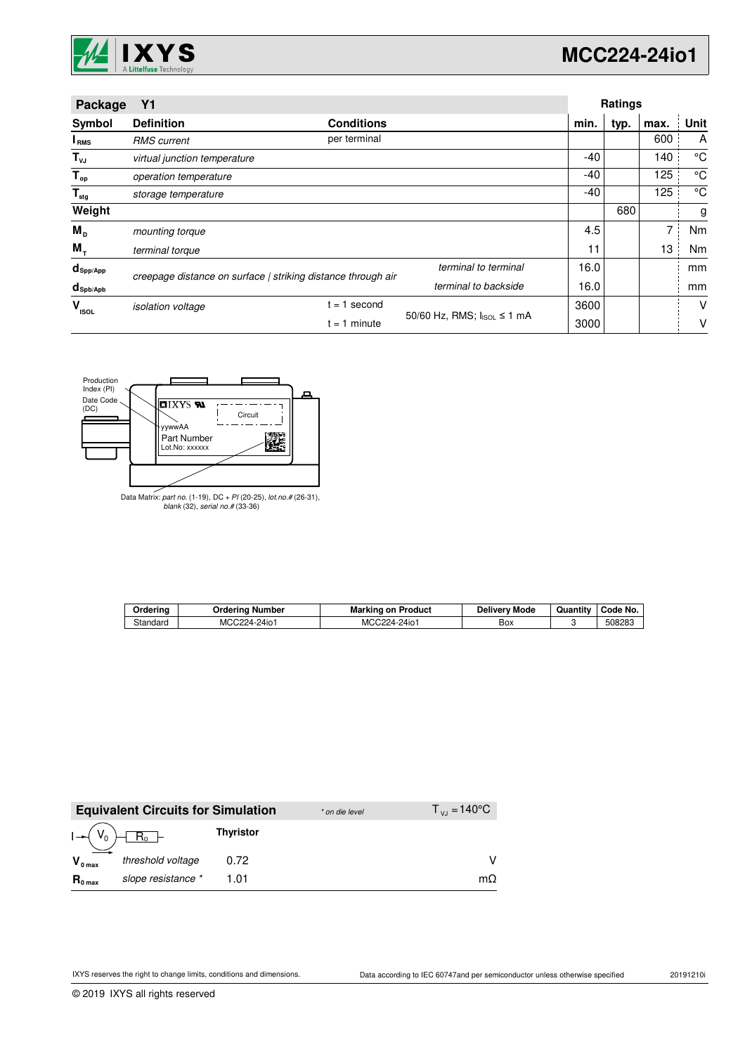## Package Y1

| Symbol | Definition | Conditions | | min. | typ. | max. | Unit |
|---|---|---|---|---|---|---|---|
| $I_{RMS}$ | *RMS current* | per terminal | | | | 600 | A |
| $T_{VJ}$ | *virtual junction temperature* | | | -40 | | 140 | °C |
| $T_{op}$ | *operation temperature* | | | -40 | | 125 | °C |
| $T_{stg}$ | *storage temperature* | | | -40 | | 125 | °C |
| **Weight** | | | | | 680 | | g |
| $M_D$ | *mounting torque* | | | 4.5 | | 7 | Nm |
| $M_T$ | *terminal torque* | | | 11 | | 13 | Nm |
| $d_{Spp/App}$ | *creepage distance on surface \| striking distance through air* | | *terminal to terminal* | 16.0 | | | mm |
| $d_{Spb/Apb}$ | | | *terminal to backside* | 16.0 | | | mm |
| $V_{ISOL}$ | *isolation voltage* | t = 1 second | 50/60 Hz, RMS; $I_{ISOL} \leq 1$ mA | 3600 | | | V |
| | | t = 1 minute | | 3000 | | | V |

Production Index (PI)

Date Code (DC)

IXYS

Circuit

yywwAA

Part Number

Lot.No: xxxxxx

Data Matrix: *part no.* (1-19), DC + *PI* (20-25), *lot.no.#* (26-31), *blank* (32), *serial no.#* (33-36)

| Ordering | Ordering Number | Marking on Product | Delivery Mode | Quantity | Code No. |
|---|---|---|---|---|---|
| Standard | MCC224-24io1 | MCC224-24io1 | Box | 3 | 508283 |

## Equivalent Circuits for Simulation

*\* on die level*  $T_{VJ} = 140°C$

| | | **Thyristor** | |
|---|---|---|---|
| $V_{0\,max}$ | *threshold voltage* | 0.72 | V |
| $R_{0\,max}$ | *slope resistance \** | 1.01 | mΩ |

IXYS reserves the right to change limits, conditions and dimensions.

Data according to IEC 60747and per semiconductor unless otherwise specified

20191210i

© 2019 IXYS all rights reserved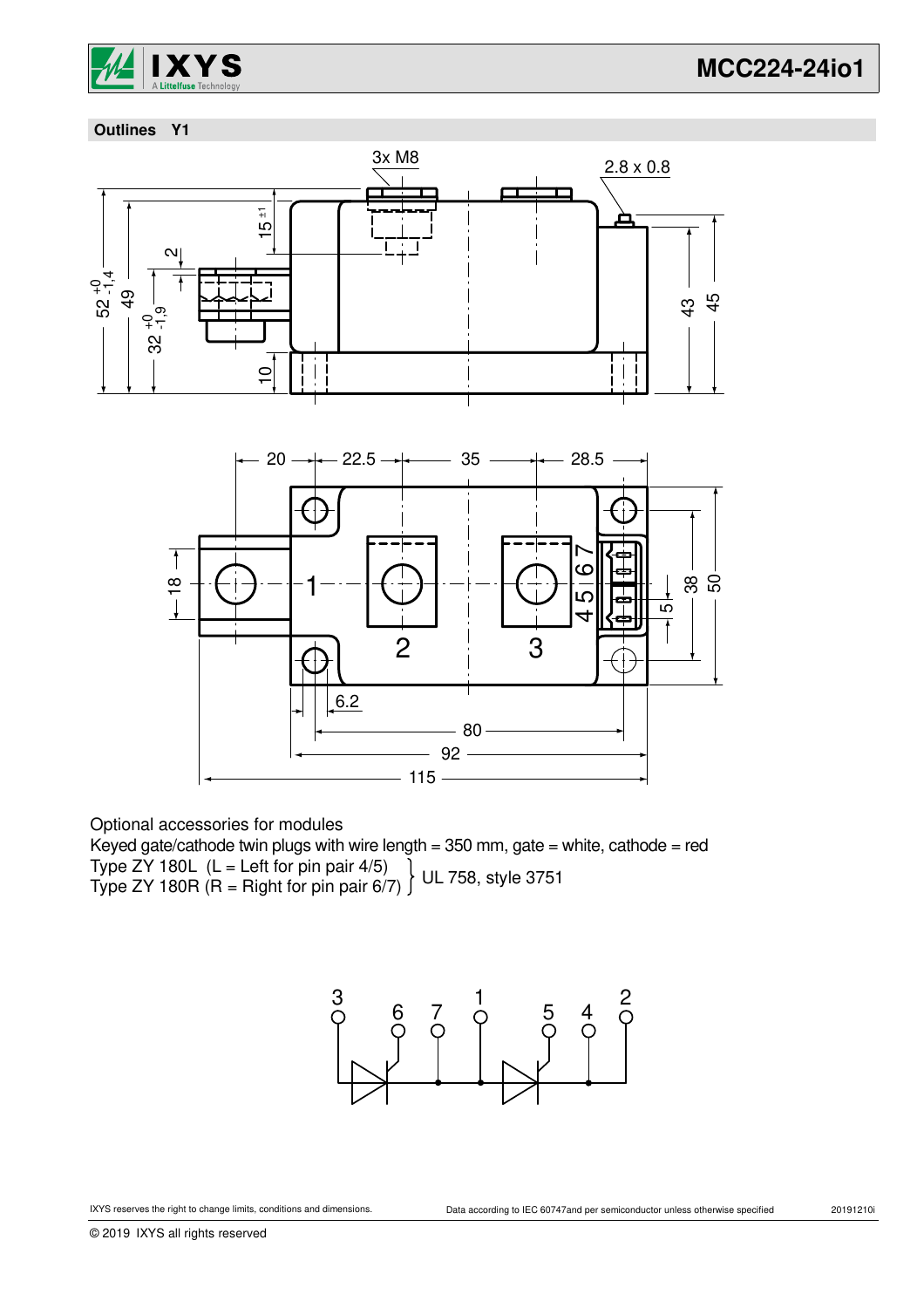## Outlines Y1

Optional accessories for modules

Keyed gate/cathode twin plugs with wire length = 350 mm, gate = white, cathode = red

Type ZY 180L (L = Left for pin pair 4/5)
Type ZY 180R (R = Right for pin pair 6/7)
} UL 758, style 3751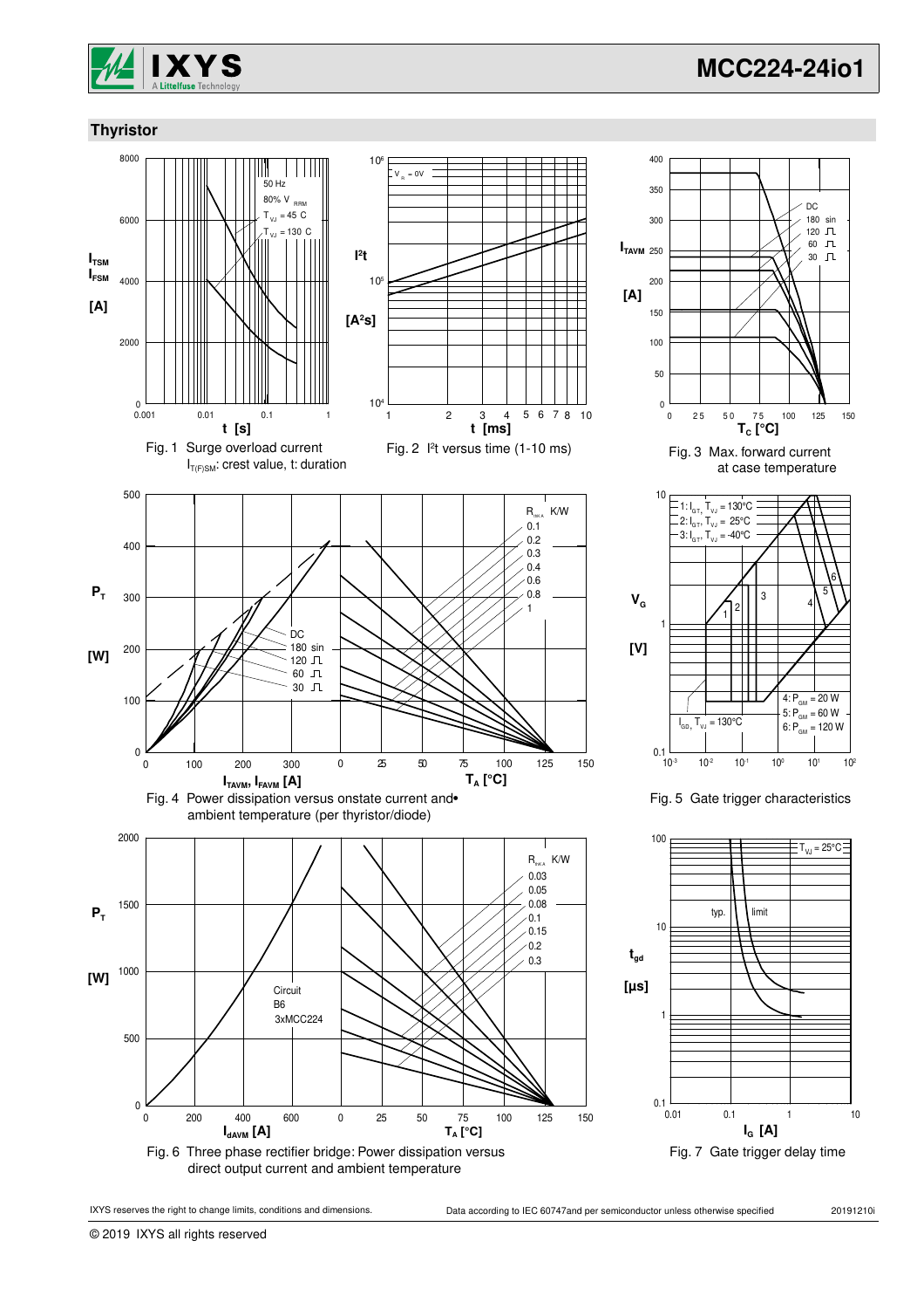## Thyristor

Fig. 1 Surge overload current
$I_{T(F)SM}$: crest value, t: duration

Fig. 2 $I^2t$ versus time (1-10 ms)

Fig. 3 Max. forward current at case temperature

Fig. 4 Power dissipation versus onstate current and ambient temperature (per thyristor/diode)

Fig. 5 Gate trigger characteristics

Fig. 6 Three phase rectifier bridge: Power dissipation versus direct output current and ambient temperature

Fig. 7 Gate trigger delay time

IXYS reserves the right to change limits, conditions and dimensions.

Data according to IEC 60747and per semiconductor unless otherwise specified

20191210i

© 2019 IXYS all rights reserved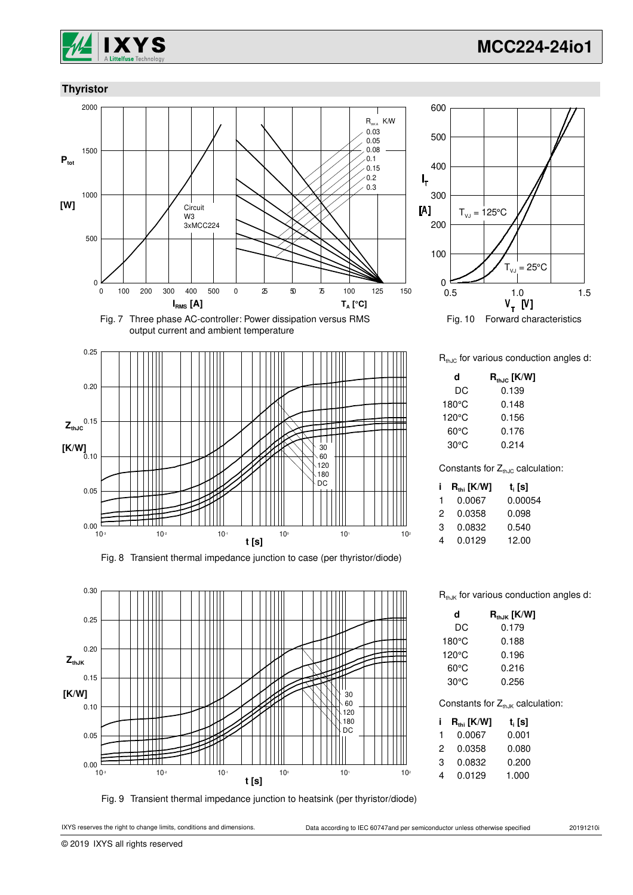## Thyristor

$P_{tot}$ [W]

2000
1500
1000
500
0

Circuit
W3
3xMCC224

0 100 200 300 400 500

$I_{RMS}$ [A]

$R_{thKA}$ K/W
0.03
0.05
0.08
0.1
0.15
0.2
0.3

0 25 50 75 100 125 150

$T_A$ [°C]

Fig. 7 Three phase AC-controller: Power dissipation versus RMS output current and ambient temperature

$I_T$ [A]

600
500
400
300
200
100
0

$T_{VJ}$ = 125°C

$T_{VJ}$ = 25°C

0.5 1.0 1.5

$V_T$ [V]

Fig. 10 Forward characteristics

$Z_{thJC}$ [K/W]

0.25
0.20
0.15
0.10
0.05
0.00

30
60
120
180
DC

$10^{-3}$ $10^{-2}$ $10^{-1}$ $10^{0}$ $10^{1}$ $10^{2}$

t [s]

Fig. 8 Transient thermal impedance junction to case (per thyristor/diode)

$R_{thJC}$ for various conduction angles d:

| d | $R_{thJC}$ [K/W] |
|---|---|
| DC | 0.139 |
| 180°C | 0.148 |
| 120°C | 0.156 |
| 60°C | 0.176 |
| 30°C | 0.214 |

Constants for $Z_{thJC}$ calculation:

| i | $R_{thi}$ [K/W] | $t_i$ [s] |
|---|---|---|
| 1 | 0.0067 | 0.00054 |
| 2 | 0.0358 | 0.098 |
| 3 | 0.0832 | 0.540 |
| 4 | 0.0129 | 12.00 |

$Z_{thJK}$ [K/W]

0.30
0.25
0.20
0.15
0.10
0.05
0.00

30
60
120
180
DC

$10^{-3}$ $10^{-2}$ $10^{-1}$ $10^{0}$ $10^{1}$ $10^{2}$

t [s]

Fig. 9 Transient thermal impedance junction to heatsink (per thyristor/diode)

$R_{thJK}$ for various conduction angles d:

| d | $R_{thJK}$ [K/W] |
|---|---|
| DC | 0.179 |
| 180°C | 0.188 |
| 120°C | 0.196 |
| 60°C | 0.216 |
| 30°C | 0.256 |

Constants for $Z_{thJK}$ calculation:

| i | $R_{thi}$ [K/W] | $t_i$ [s] |
|---|---|---|
| 1 | 0.0067 | 0.001 |
| 2 | 0.0358 | 0.080 |
| 3 | 0.0832 | 0.200 |
| 4 | 0.0129 | 1.000 |

IXYS reserves the right to change limits, conditions and dimensions. Data according to IEC 60747and per semiconductor unless otherwise specified 20191210i

© 2019 IXYS all rights reserved